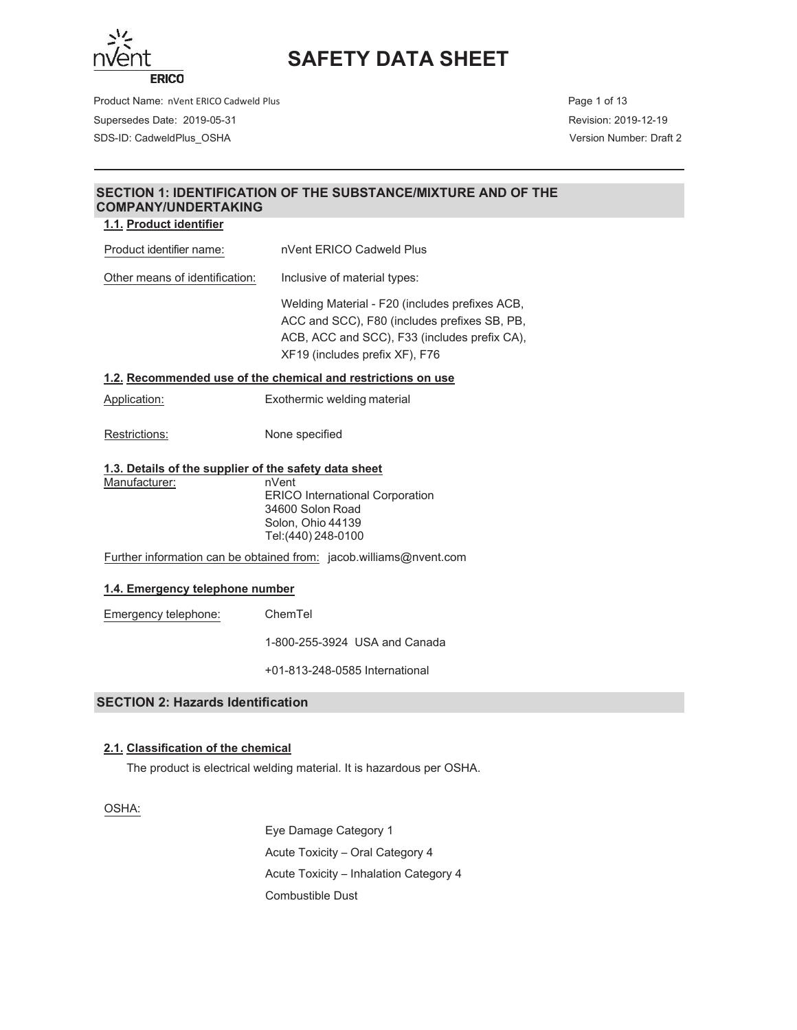# SAFETY DATA SHEET

Product Name: nVent ERICO Cadweld Plus
Supersedes Date: 2019-05-31
SDS-ID: CadweldPlus_OSHA

Revision: 2019-12-19
Version Number: Draft 2

## SECTION 1: IDENTIFICATION OF THE SUBSTANCE/MIXTURE AND OF THE COMPANY/UNDERTAKING

### 1.1. Product identifier

Product identifier name: nVent ERICO Cadweld Plus

Other means of identification: Inclusive of material types:

Welding Material - F20 (includes prefixes ACB, ACC and SCC), F80 (includes prefixes SB, PB, ACB, ACC and SCC), F33 (includes prefix CA), XF19 (includes prefix XF), F76

### 1.2. Recommended use of the chemical and restrictions on use

Application: Exothermic welding material

Restrictions: None specified

### 1.3. Details of the supplier of the safety data sheet

Manufacturer:
nVent
ERICO International Corporation
34600 Solon Road
Solon, Ohio 44139
Tel:(440) 248-0100

Further information can be obtained from: jacob.williams@nvent.com

### 1.4. Emergency telephone number

Emergency telephone: ChemTel

1-800-255-3924 USA and Canada

+01-813-248-0585 International

## SECTION 2: Hazards Identification

### 2.1. Classification of the chemical

The product is electrical welding material. It is hazardous per OSHA.

OSHA:

- Eye Damage Category 1
- Acute Toxicity – Oral Category 4
- Acute Toxicity – Inhalation Category 4
- Combustible Dust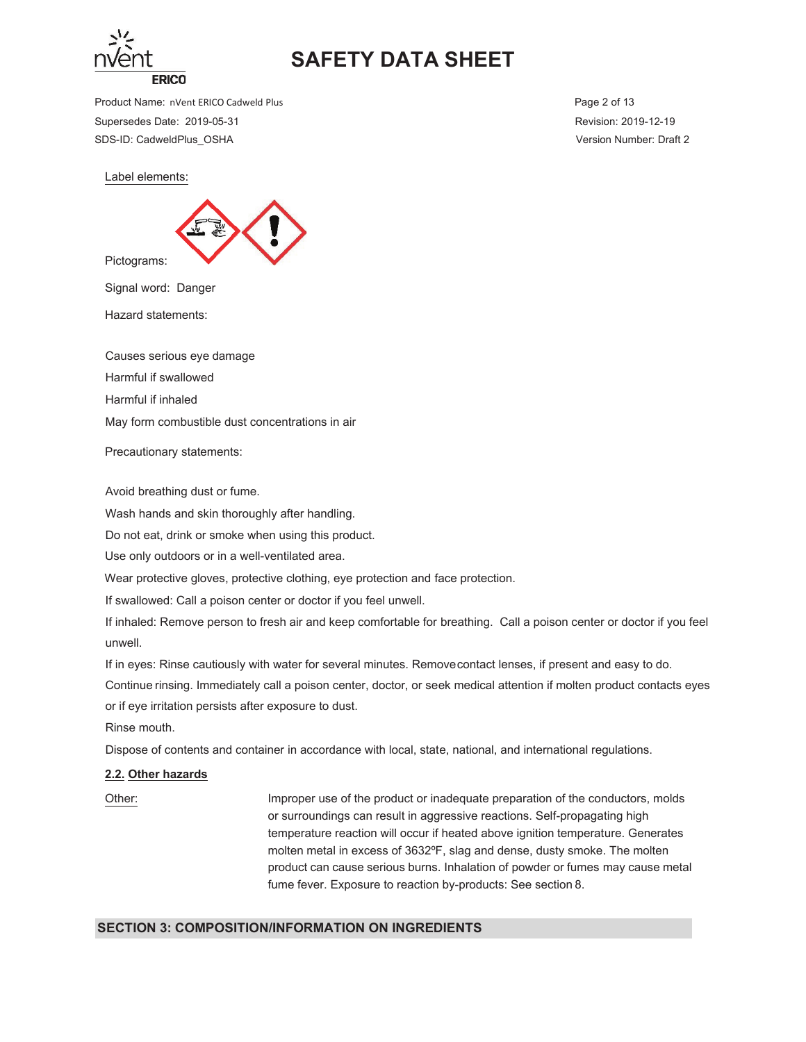Label elements:

Pictograms:

Signal word: Danger

Hazard statements:

Causes serious eye damage

Harmful if swallowed

Harmful if inhaled

May form combustible dust concentrations in air

Precautionary statements:

Avoid breathing dust or fume.

Wash hands and skin thoroughly after handling.

Do not eat, drink or smoke when using this product.

Use only outdoors or in a well-ventilated area.

Wear protective gloves, protective clothing, eye protection and face protection.

If swallowed: Call a poison center or doctor if you feel unwell.

If inhaled: Remove person to fresh air and keep comfortable for breathing. Call a poison center or doctor if you feel unwell.

If in eyes: Rinse cautiously with water for several minutes. Remove contact lenses, if present and easy to do. Continue rinsing. Immediately call a poison center, doctor, or seek medical attention if molten product contacts eyes or if eye irritation persists after exposure to dust.

Rinse mouth.

Dispose of contents and container in accordance with local, state, national, and international regulations.

**2.2. Other hazards**

Other: Improper use of the product or inadequate preparation of the conductors, molds or surroundings can result in aggressive reactions. Self-propagating high temperature reaction will occur if heated above ignition temperature. Generates molten metal in excess of 3632ºF, slag and dense, dusty smoke. The molten product can cause serious burns. Inhalation of powder or fumes may cause metal fume fever. Exposure to reaction by-products: See section 8.

## SECTION 3: COMPOSITION/INFORMATION ON INGREDIENTS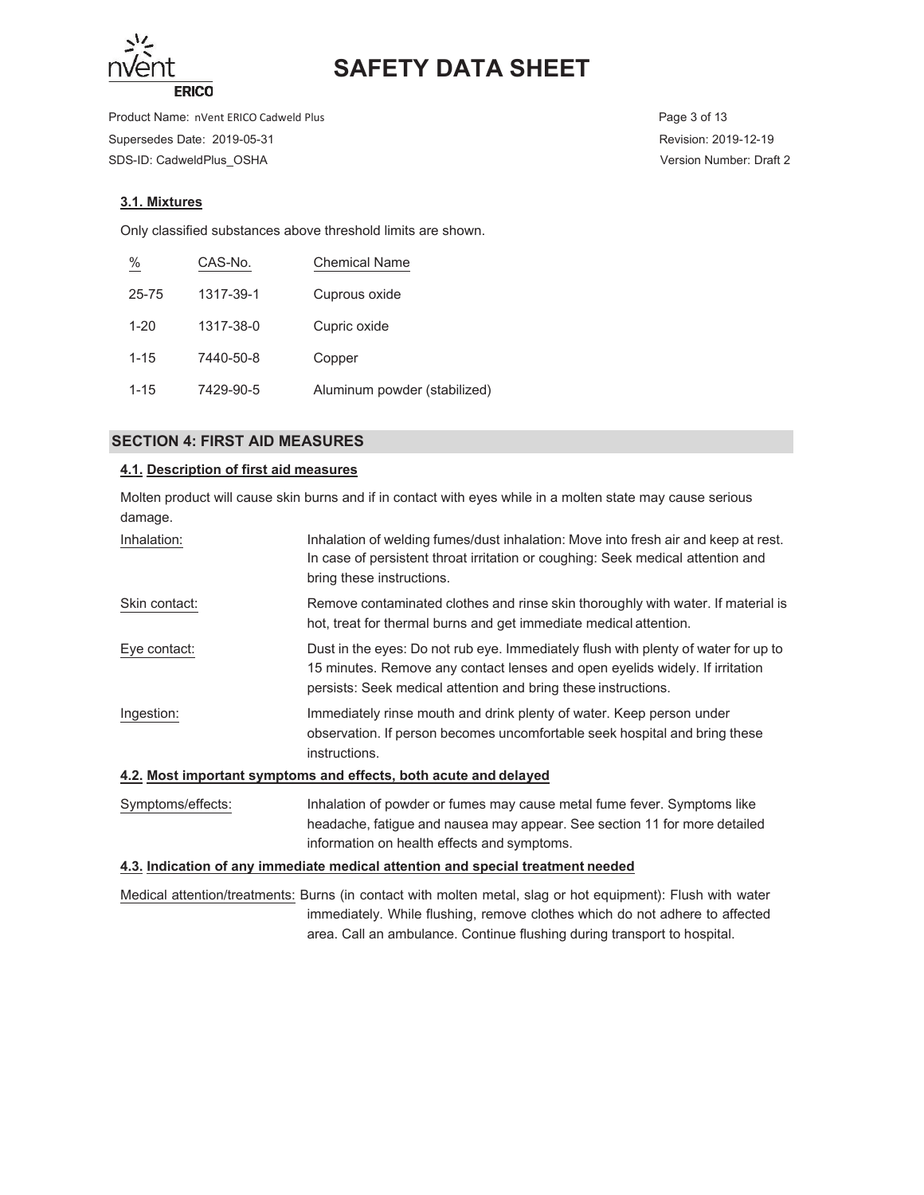### 3.1. Mixtures

Only classified substances above threshold limits are shown.

| % | CAS-No. | Chemical Name |
|---|---|---|
| 25-75 | 1317-39-1 | Cuprous oxide |
| 1-20 | 1317-38-0 | Cupric oxide |
| 1-15 | 7440-50-8 | Copper |
| 1-15 | 7429-90-5 | Aluminum powder (stabilized) |

## SECTION 4: FIRST AID MEASURES

### 4.1. Description of first aid measures

Molten product will cause skin burns and if in contact with eyes while in a molten state may cause serious damage.

Inhalation: Inhalation of welding fumes/dust inhalation: Move into fresh air and keep at rest. In case of persistent throat irritation or coughing: Seek medical attention and bring these instructions.

Skin contact: Remove contaminated clothes and rinse skin thoroughly with water. If material is hot, treat for thermal burns and get immediate medical attention.

Eye contact: Dust in the eyes: Do not rub eye. Immediately flush with plenty of water for up to 15 minutes. Remove any contact lenses and open eyelids widely. If irritation persists: Seek medical attention and bring these instructions.

Ingestion: Immediately rinse mouth and drink plenty of water. Keep person under observation. If person becomes uncomfortable seek hospital and bring these instructions.

### 4.2. Most important symptoms and effects, both acute and delayed

Symptoms/effects: Inhalation of powder or fumes may cause metal fume fever. Symptoms like headache, fatigue and nausea may appear. See section 11 for more detailed information on health effects and symptoms.

### 4.3. Indication of any immediate medical attention and special treatment needed

Medical attention/treatments: Burns (in contact with molten metal, slag or hot equipment): Flush with water immediately. While flushing, remove clothes which do not adhere to affected area. Call an ambulance. Continue flushing during transport to hospital.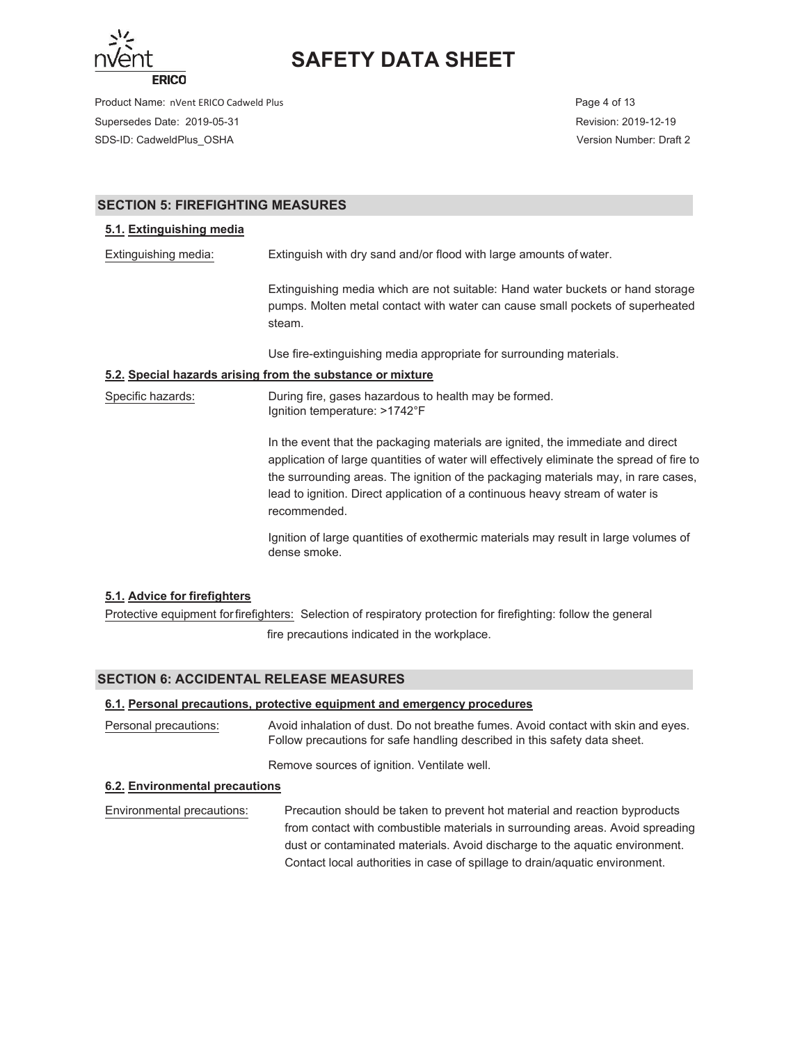## SECTION 5: FIREFIGHTING MEASURES

### 5.1. Extinguishing media

Extinguishing media: Extinguish with dry sand and/or flood with large amounts of water.

Extinguishing media which are not suitable: Hand water buckets or hand storage pumps. Molten metal contact with water can cause small pockets of superheated steam.

Use fire-extinguishing media appropriate for surrounding materials.

### 5.2. Special hazards arising from the substance or mixture

Specific hazards: During fire, gases hazardous to health may be formed.
Ignition temperature: >1742°F

In the event that the packaging materials are ignited, the immediate and direct application of large quantities of water will effectively eliminate the spread of fire to the surrounding areas. The ignition of the packaging materials may, in rare cases, lead to ignition. Direct application of a continuous heavy stream of water is recommended.

Ignition of large quantities of exothermic materials may result in large volumes of dense smoke.

### 5.1. Advice for firefighters

Protective equipment for firefighters: Selection of respiratory protection for firefighting: follow the general fire precautions indicated in the workplace.

## SECTION 6: ACCIDENTAL RELEASE MEASURES

### 6.1. Personal precautions, protective equipment and emergency procedures

Personal precautions: Avoid inhalation of dust. Do not breathe fumes. Avoid contact with skin and eyes. Follow precautions for safe handling described in this safety data sheet.

Remove sources of ignition. Ventilate well.

### 6.2. Environmental precautions

Environmental precautions: Precaution should be taken to prevent hot material and reaction byproducts from contact with combustible materials in surrounding areas. Avoid spreading dust or contaminated materials. Avoid discharge to the aquatic environment. Contact local authorities in case of spillage to drain/aquatic environment.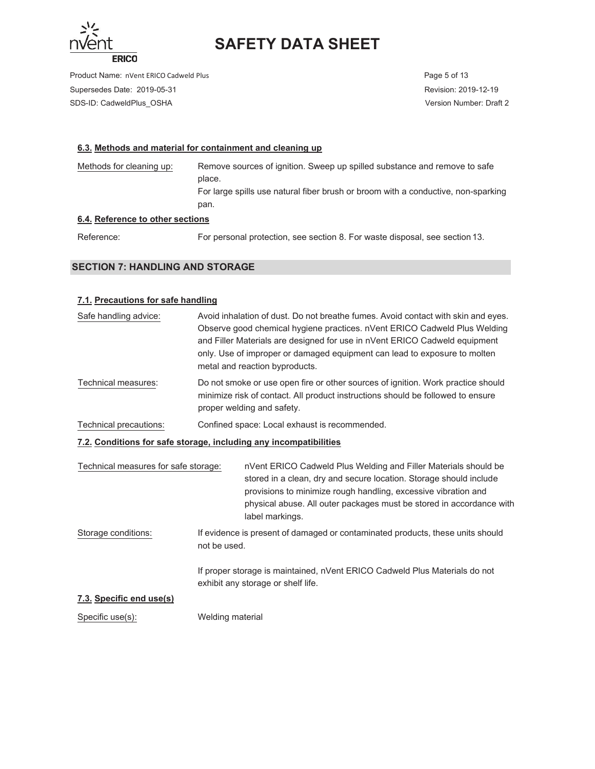### 6.3. Methods and material for containment and cleaning up

Methods for cleaning up: Remove sources of ignition. Sweep up spilled substance and remove to safe place.
For large spills use natural fiber brush or broom with a conductive, non-sparking pan.

### 6.4. Reference to other sections

Reference: For personal protection, see section 8. For waste disposal, see section 13.

## SECTION 7: HANDLING AND STORAGE

### 7.1. Precautions for safe handling

Safe handling advice: Avoid inhalation of dust. Do not breathe fumes. Avoid contact with skin and eyes. Observe good chemical hygiene practices. nVent ERICO Cadweld Plus Welding and Filler Materials are designed for use in nVent ERICO Cadweld equipment only. Use of improper or damaged equipment can lead to exposure to molten metal and reaction byproducts.

Technical measures: Do not smoke or use open fire or other sources of ignition. Work practice should minimize risk of contact. All product instructions should be followed to ensure proper welding and safety.

Technical precautions: Confined space: Local exhaust is recommended.

### 7.2. Conditions for safe storage, including any incompatibilities

Technical measures for safe storage: nVent ERICO Cadweld Plus Welding and Filler Materials should be stored in a clean, dry and secure location. Storage should include provisions to minimize rough handling, excessive vibration and physical abuse. All outer packages must be stored in accordance with label markings.

Storage conditions: If evidence is present of damaged or contaminated products, these units should not be used.

If proper storage is maintained, nVent ERICO Cadweld Plus Materials do not exhibit any storage or shelf life.

### 7.3. Specific end use(s)

Specific use(s): Welding material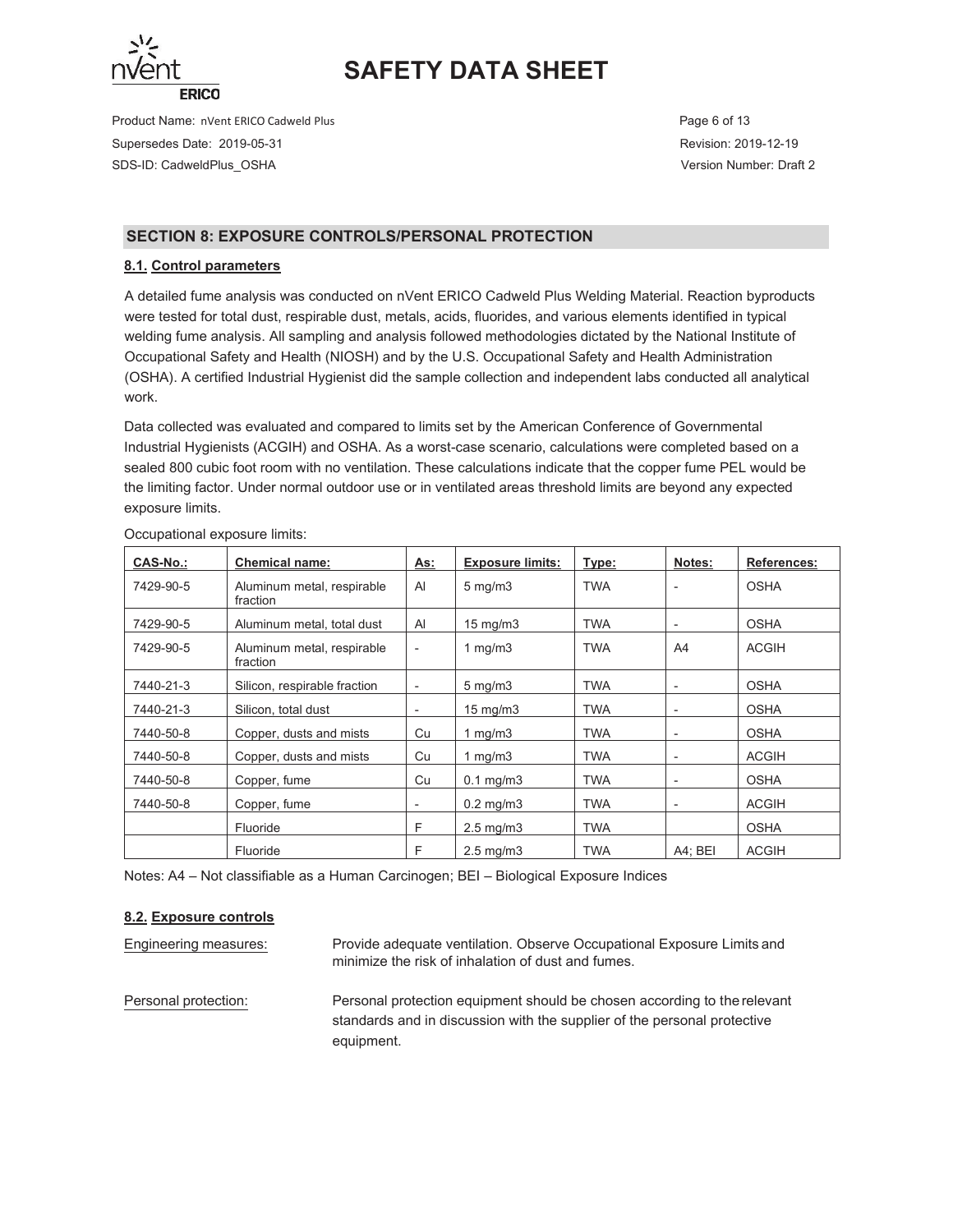## SECTION 8: EXPOSURE CONTROLS/PERSONAL PROTECTION

### 8.1. Control parameters

A detailed fume analysis was conducted on nVent ERICO Cadweld Plus Welding Material. Reaction byproducts were tested for total dust, respirable dust, metals, acids, fluorides, and various elements identified in typical welding fume analysis. All sampling and analysis followed methodologies dictated by the National Institute of Occupational Safety and Health (NIOSH) and by the U.S. Occupational Safety and Health Administration (OSHA). A certified Industrial Hygienist did the sample collection and independent labs conducted all analytical work.

Data collected was evaluated and compared to limits set by the American Conference of Governmental Industrial Hygienists (ACGIH) and OSHA. As a worst-case scenario, calculations were completed based on a sealed 800 cubic foot room with no ventilation. These calculations indicate that the copper fume PEL would be the limiting factor. Under normal outdoor use or in ventilated areas threshold limits are beyond any expected exposure limits.

Occupational exposure limits:

| CAS-No.: | Chemical name: | As: | Exposure limits: | Type: | Notes: | References: |
|---|---|---|---|---|---|---|
| 7429-90-5 | Aluminum metal, respirable fraction | Al | 5 mg/m3 | TWA | - | OSHA |
| 7429-90-5 | Aluminum metal, total dust | Al | 15 mg/m3 | TWA | - | OSHA |
| 7429-90-5 | Aluminum metal, respirable fraction | - | 1 mg/m3 | TWA | A4 | ACGIH |
| 7440-21-3 | Silicon, respirable fraction | - | 5 mg/m3 | TWA | - | OSHA |
| 7440-21-3 | Silicon, total dust | - | 15 mg/m3 | TWA | - | OSHA |
| 7440-50-8 | Copper, dusts and mists | Cu | 1 mg/m3 | TWA | - | OSHA |
| 7440-50-8 | Copper, dusts and mists | Cu | 1 mg/m3 | TWA | - | ACGIH |
| 7440-50-8 | Copper, fume | Cu | 0.1 mg/m3 | TWA | - | OSHA |
| 7440-50-8 | Copper, fume | - | 0.2 mg/m3 | TWA | - | ACGIH |
| | Fluoride | F | 2.5 mg/m3 | TWA | | OSHA |
| | Fluoride | F | 2.5 mg/m3 | TWA | A4; BEI | ACGIH |

Notes: A4 – Not classifiable as a Human Carcinogen; BEI – Biological Exposure Indices

### 8.2. Exposure controls

Engineering measures: Provide adequate ventilation. Observe Occupational Exposure Limits and minimize the risk of inhalation of dust and fumes.

Personal protection: Personal protection equipment should be chosen according to the relevant standards and in discussion with the supplier of the personal protective equipment.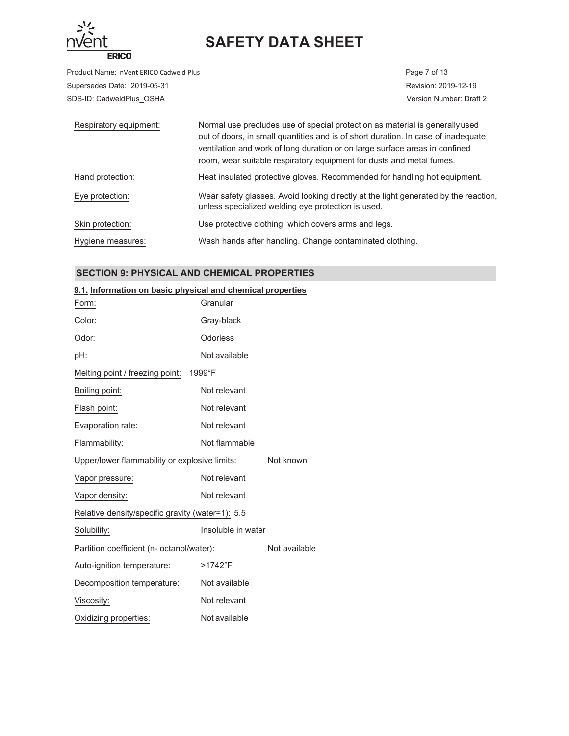Respiratory equipment: Normal use precludes use of special protection as material is generally used out of doors, in small quantities and is of short duration. In case of inadequate ventilation and work of long duration or on large surface areas in confined room, wear suitable respiratory equipment for dusts and metal fumes.

Hand protection: Heat insulated protective gloves. Recommended for handling hot equipment.

Eye protection: Wear safety glasses. Avoid looking directly at the light generated by the reaction, unless specialized welding eye protection is used.

Skin protection: Use protective clothing, which covers arms and legs.

Hygiene measures: Wash hands after handling. Change contaminated clothing.

## SECTION 9: PHYSICAL AND CHEMICAL PROPERTIES

### 9.1. Information on basic physical and chemical properties

Form: Granular

Color: Gray-black

Odor: Odorless

pH: Not available

Melting point / freezing point: 1999°F

Boiling point: Not relevant

Flash point: Not relevant

Evaporation rate: Not relevant

Flammability: Not flammable

Upper/lower flammability or explosive limits: Not known

Vapor pressure: Not relevant

Vapor density: Not relevant

Relative density/specific gravity (water=1): 5.5

Solubility: Insoluble in water

Partition coefficient (n- octanol/water): Not available

Auto-ignition temperature: >1742°F

Decomposition temperature: Not available

Viscosity: Not relevant

Oxidizing properties: Not available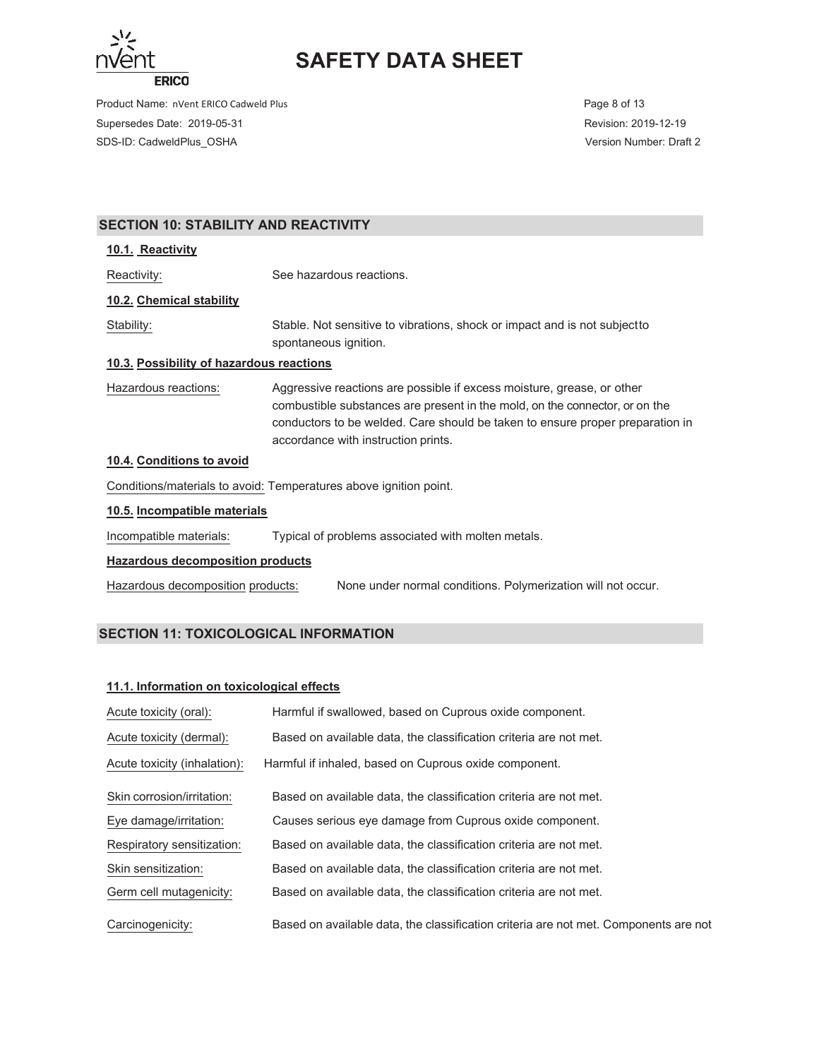## SECTION 10: STABILITY AND REACTIVITY

### 10.1. Reactivity

Reactivity: See hazardous reactions.

### 10.2. Chemical stability

Stability: Stable. Not sensitive to vibrations, shock or impact and is not subjectto spontaneous ignition.

### 10.3. Possibility of hazardous reactions

Hazardous reactions: Aggressive reactions are possible if excess moisture, grease, or other combustible substances are present in the mold, on the connector, or on the conductors to be welded. Care should be taken to ensure proper preparation in accordance with instruction prints.

### 10.4. Conditions to avoid

Conditions/materials to avoid: Temperatures above ignition point.

### 10.5. Incompatible materials

Incompatible materials: Typical of problems associated with molten metals.

### Hazardous decomposition products

Hazardous decomposition products: None under normal conditions. Polymerization will not occur.

## SECTION 11: TOXICOLOGICAL INFORMATION

### 11.1. Information on toxicological effects

Acute toxicity (oral): Harmful if swallowed, based on Cuprous oxide component.

Acute toxicity (dermal): Based on available data, the classification criteria are not met.

Acute toxicity (inhalation): Harmful if inhaled, based on Cuprous oxide component.

Skin corrosion/irritation: Based on available data, the classification criteria are not met.

Eye damage/irritation: Causes serious eye damage from Cuprous oxide component.

Respiratory sensitization: Based on available data, the classification criteria are not met.

Skin sensitization: Based on available data, the classification criteria are not met.

Germ cell mutagenicity: Based on available data, the classification criteria are not met.

Carcinogenicity: Based on available data, the classification criteria are not met. Components are not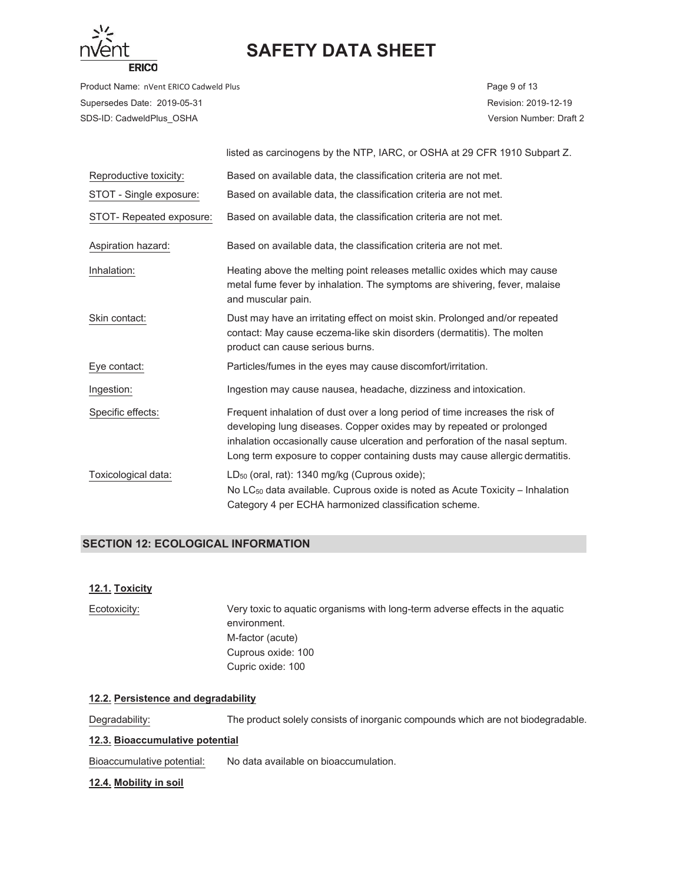listed as carcinogens by the NTP, IARC, or OSHA at 29 CFR 1910 Subpart Z.

Reproductive toxicity: Based on available data, the classification criteria are not met.

STOT - Single exposure: Based on available data, the classification criteria are not met.

STOT- Repeated exposure: Based on available data, the classification criteria are not met.

Aspiration hazard: Based on available data, the classification criteria are not met.

Inhalation: Heating above the melting point releases metallic oxides which may cause metal fume fever by inhalation. The symptoms are shivering, fever, malaise and muscular pain.

Skin contact: Dust may have an irritating effect on moist skin. Prolonged and/or repeated contact: May cause eczema-like skin disorders (dermatitis). The molten product can cause serious burns.

Eye contact: Particles/fumes in the eyes may cause discomfort/irritation.

Ingestion: Ingestion may cause nausea, headache, dizziness and intoxication.

Specific effects: Frequent inhalation of dust over a long period of time increases the risk of developing lung diseases. Copper oxides may by repeated or prolonged inhalation occasionally cause ulceration and perforation of the nasal septum. Long term exposure to copper containing dusts may cause allergic dermatitis.

Toxicological data: $LD_{50}$ (oral, rat): 1340 mg/kg (Cuprous oxide);
No $LC_{50}$ data available. Cuprous oxide is noted as Acute Toxicity – Inhalation Category 4 per ECHA harmonized classification scheme.

## SECTION 12: ECOLOGICAL INFORMATION

### 12.1. Toxicity

Ecotoxicity: Very toxic to aquatic organisms with long-term adverse effects in the aquatic environment.
M-factor (acute)
Cuprous oxide: 100
Cupric oxide: 100

### 12.2. Persistence and degradability

Degradability: The product solely consists of inorganic compounds which are not biodegradable.

### 12.3. Bioaccumulative potential

Bioaccumulative potential: No data available on bioaccumulation.

### 12.4. Mobility in soil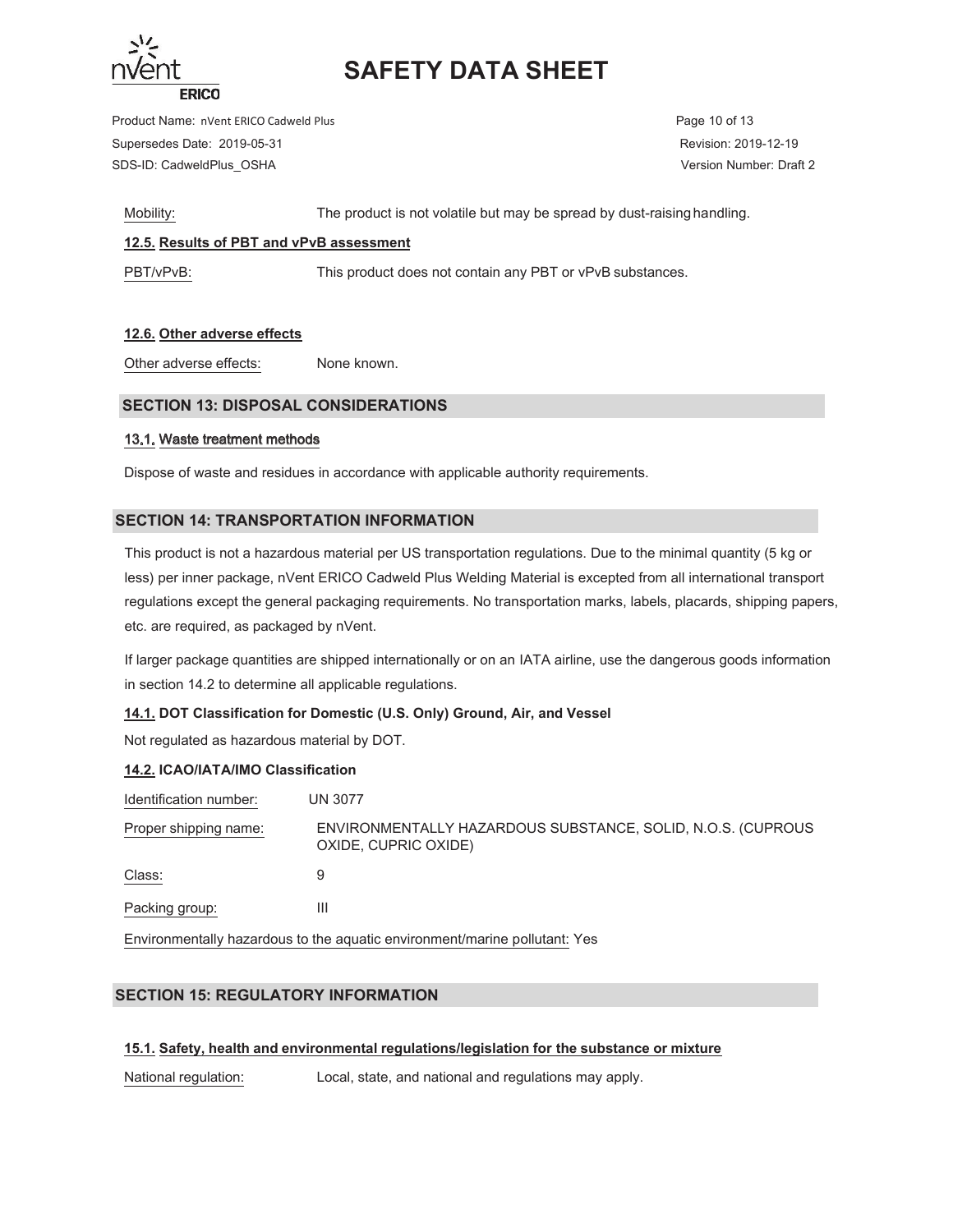Mobility: The product is not volatile but may be spread by dust-raising handling.

**12.5. Results of PBT and vPvB assessment**

PBT/vPvB: This product does not contain any PBT or vPvB substances.

**12.6. Other adverse effects**

Other adverse effects: None known.

## SECTION 13: DISPOSAL CONSIDERATIONS

**13.1. Waste treatment methods**

Dispose of waste and residues in accordance with applicable authority requirements.

## SECTION 14: TRANSPORTATION INFORMATION

This product is not a hazardous material per US transportation regulations. Due to the minimal quantity (5 kg or less) per inner package, nVent ERICO Cadweld Plus Welding Material is excepted from all international transport regulations except the general packaging requirements. No transportation marks, labels, placards, shipping papers, etc. are required, as packaged by nVent.

If larger package quantities are shipped internationally or on an IATA airline, use the dangerous goods information in section 14.2 to determine all applicable regulations.

**14.1. DOT Classification for Domestic (U.S. Only) Ground, Air, and Vessel**

Not regulated as hazardous material by DOT.

**14.2. ICAO/IATA/IMO Classification**

Identification number: UN 3077

Proper shipping name: ENVIRONMENTALLY HAZARDOUS SUBSTANCE, SOLID, N.O.S. (CUPROUS OXIDE, CUPRIC OXIDE)

Class: 9

Packing group: III

Environmentally hazardous to the aquatic environment/marine pollutant: Yes

## SECTION 15: REGULATORY INFORMATION

**15.1. Safety, health and environmental regulations/legislation for the substance or mixture**

National regulation: Local, state, and national and regulations may apply.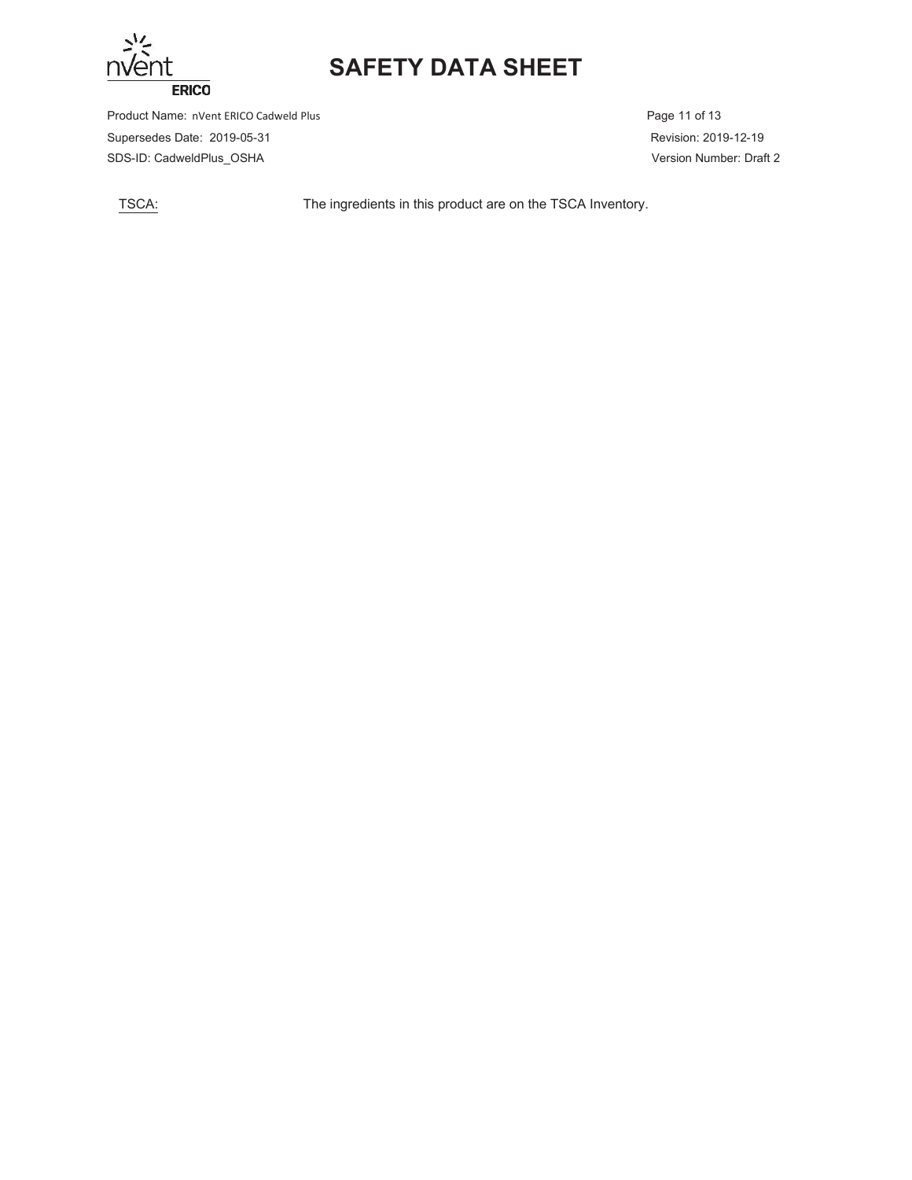TSCA: The ingredients in this product are on the TSCA Inventory.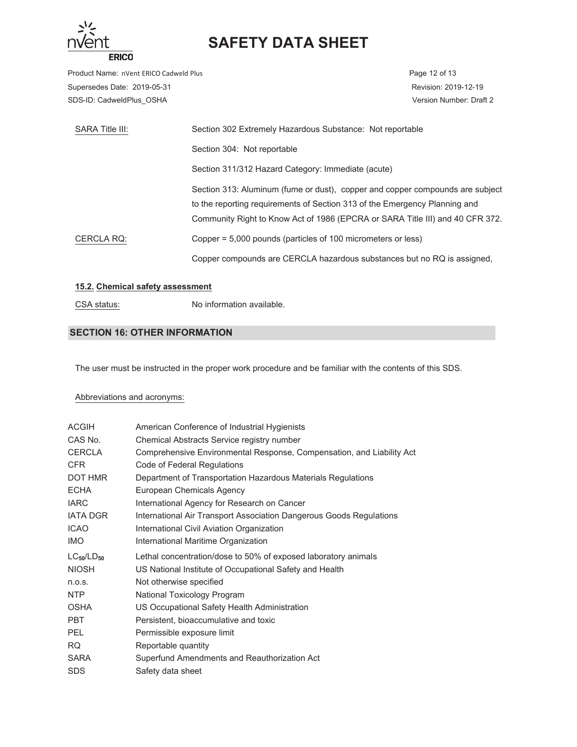| | |
|---|---|
| SARA Title III: | Section 302 Extremely Hazardous Substance: Not reportable |
| | Section 304: Not reportable |
| | Section 311/312 Hazard Category: Immediate (acute) |
| | Section 313: Aluminum (fume or dust), copper and copper compounds are subject to the reporting requirements of Section 313 of the Emergency Planning and Community Right to Know Act of 1986 (EPCRA or SARA Title III) and 40 CFR 372. |
| CERCLA RQ: | Copper = 5,000 pounds (particles of 100 micrometers or less) |
| | Copper compounds are CERCLA hazardous substances but no RQ is assigned, |

### 15.2. Chemical safety assessment

| | |
|---|---|
| CSA status: | No information available. |

## SECTION 16: OTHER INFORMATION

The user must be instructed in the proper work procedure and be familiar with the contents of this SDS.

Abbreviations and acronyms:

| | |
|---|---|
| ACGIH | American Conference of Industrial Hygienists |
| CAS No. | Chemical Abstracts Service registry number |
| CERCLA | Comprehensive Environmental Response, Compensation, and Liability Act |
| CFR | Code of Federal Regulations |
| DOT HMR | Department of Transportation Hazardous Materials Regulations |
| ECHA | European Chemicals Agency |
| IARC | International Agency for Research on Cancer |
| IATA DGR | International Air Transport Association Dangerous Goods Regulations |
| ICAO | International Civil Aviation Organization |
| IMO | International Maritime Organization |
| $LC_{50}/LD_{50}$ | Lethal concentration/dose to 50% of exposed laboratory animals |
| NIOSH | US National Institute of Occupational Safety and Health |
| n.o.s. | Not otherwise specified |
| NTP | National Toxicology Program |
| OSHA | US Occupational Safety Health Administration |
| PBT | Persistent, bioaccumulative and toxic |
| PEL | Permissible exposure limit |
| RQ | Reportable quantity |
| SARA | Superfund Amendments and Reauthorization Act |
| SDS | Safety data sheet |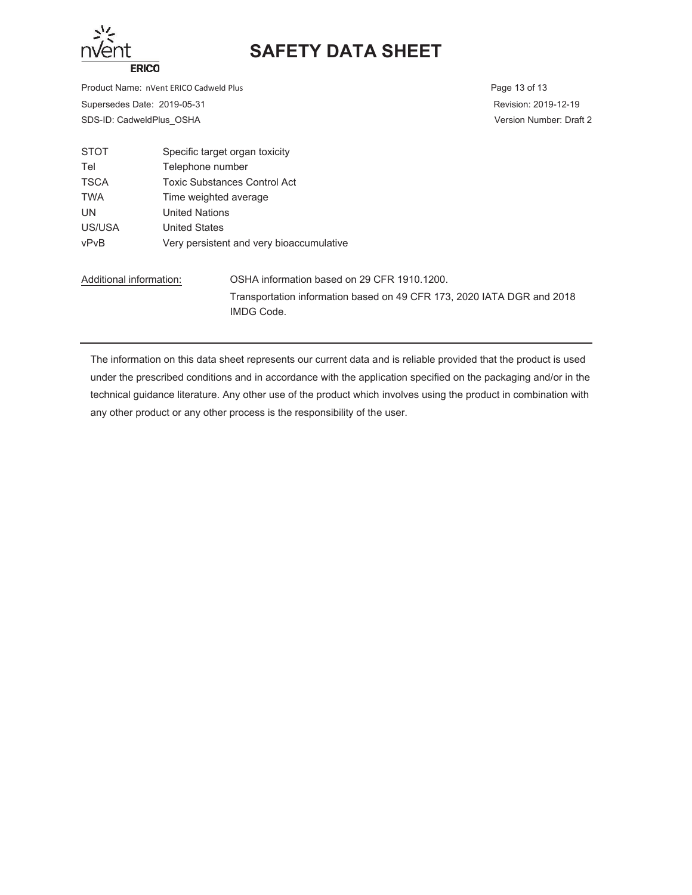| | |
|---|---|
| STOT | Specific target organ toxicity |
| Tel | Telephone number |
| TSCA | Toxic Substances Control Act |
| TWA | Time weighted average |
| UN | United Nations |
| US/USA | United States |
| vPvB | Very persistent and very bioaccumulative |

Additional information: OSHA information based on 29 CFR 1910.1200.
Transportation information based on 49 CFR 173, 2020 IATA DGR and 2018 IMDG Code.

---

The information on this data sheet represents our current data and is reliable provided that the product is used under the prescribed conditions and in accordance with the application specified on the packaging and/or in the technical guidance literature. Any other use of the product which involves using the product in combination with any other product or any other process is the responsibility of the user.